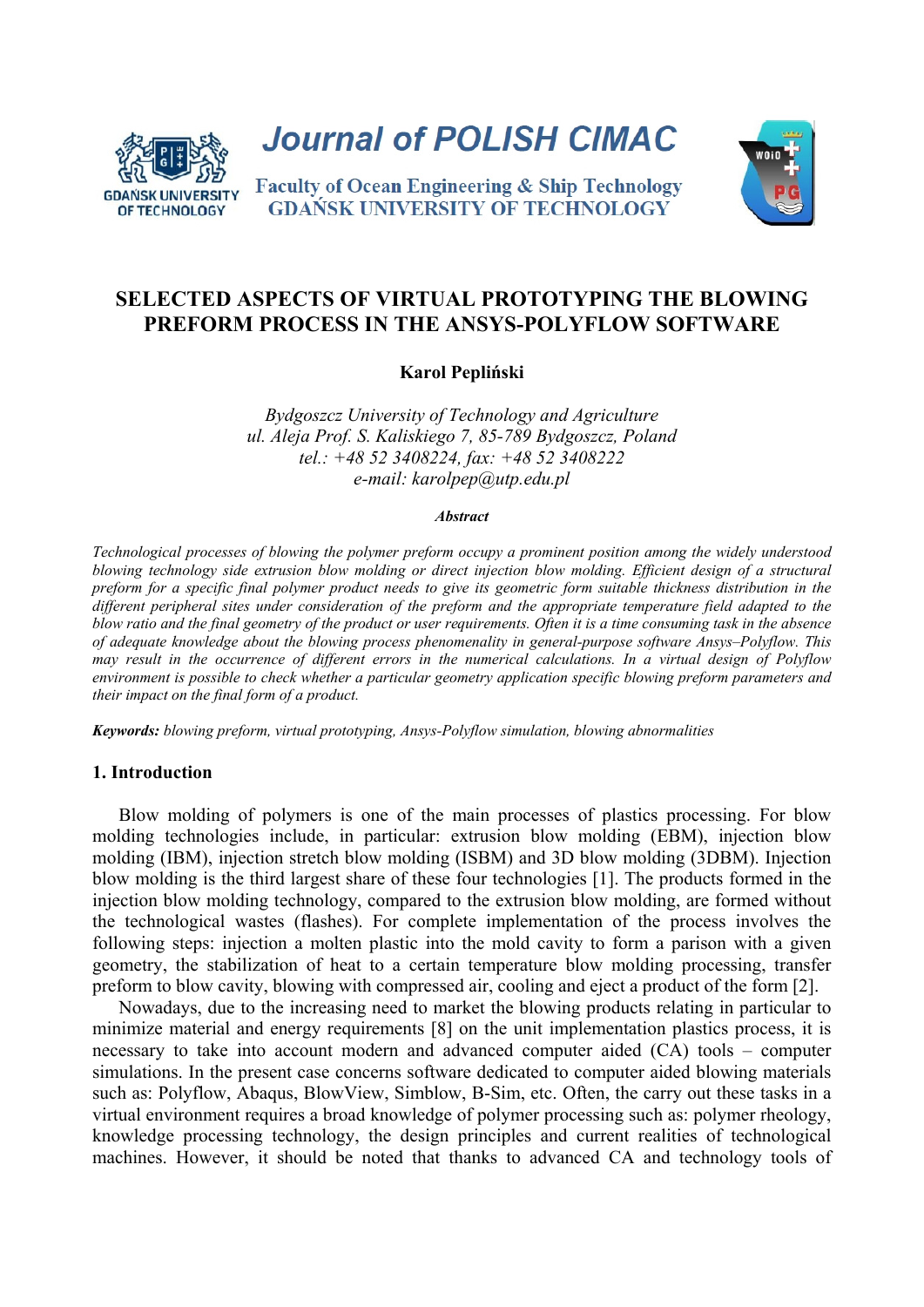# SELECTED ASPECTS OF VIRTUAL PROTOTYPING THE BLOWING PREFORM PROCESS IN THE ANSYS-POLYFLOW SOFTWARE

**Karol Pepliński**

*Bydgoszcz University of Technology and Agriculture*
*ul. Aleja Prof. S. Kaliskiego 7, 85-789 Bydgoszcz, Poland*
*tel.: +48 52 3408224, fax: +48 52 3408222*
*e-mail: karolpep@utp.edu.pl*

***Abstract***

*Technological processes of blowing the polymer preform occupy a prominent position among the widely understood blowing technology side extrusion blow molding or direct injection blow molding. Efficient design of a structural preform for a specific final polymer product needs to give its geometric form suitable thickness distribution in the different peripheral sites under consideration of the preform and the appropriate temperature field adapted to the blow ratio and the final geometry of the product or user requirements. Often it is a time consuming task in the absence of adequate knowledge about the blowing process phenomenality in general-purpose software Ansys–Polyflow. This may result in the occurrence of different errors in the numerical calculations. In a virtual design of Polyflow environment is possible to check whether a particular geometry application specific blowing preform parameters and their impact on the final form of a product.*

***Keywords:*** *blowing preform, virtual prototyping, Ansys-Polyflow simulation, blowing abnormalities*

## 1. Introduction

Blow molding of polymers is one of the main processes of plastics processing. For blow molding technologies include, in particular: extrusion blow molding (EBM), injection blow molding (IBM), injection stretch blow molding (ISBM) and 3D blow molding (3DBM). Injection blow molding is the third largest share of these four technologies [1]. The products formed in the injection blow molding technology, compared to the extrusion blow molding, are formed without the technological wastes (flashes). For complete implementation of the process involves the following steps: injection a molten plastic into the mold cavity to form a parison with a given geometry, the stabilization of heat to a certain temperature blow molding processing, transfer preform to blow cavity, blowing with compressed air, cooling and eject a product of the form [2].

Nowadays, due to the increasing need to market the blowing products relating in particular to minimize material and energy requirements [8] on the unit implementation plastics process, it is necessary to take into account modern and advanced computer aided (CA) tools – computer simulations. In the present case concerns software dedicated to computer aided blowing materials such as: Polyflow, Abaqus, BlowView, Simblow, B-Sim, etc. Often, the carry out these tasks in a virtual environment requires a broad knowledge of polymer processing such as: polymer rheology, knowledge processing technology, the design principles and current realities of technological machines. However, it should be noted that thanks to advanced CA and technology tools of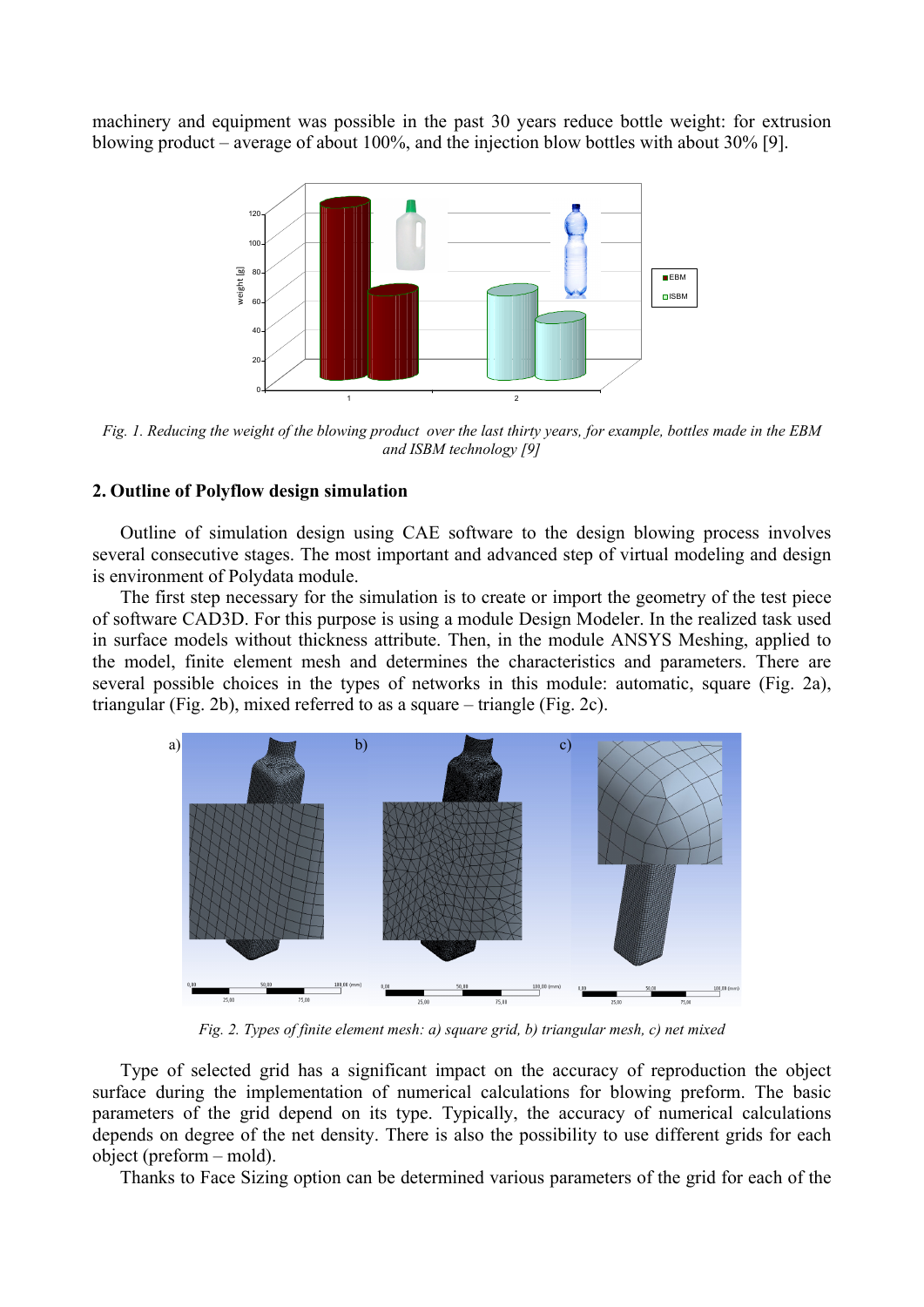machinery and equipment was possible in the past 30 years reduce bottle weight: for extrusion blowing product – average of about 100%, and the injection blow bottles with about 30% [9].

*Fig. 1. Reducing the weight of the blowing product over the last thirty years, for example, bottles made in the EBM and ISBM technology [9]*

## 2. Outline of Polyflow design simulation

Outline of simulation design using CAE software to the design blowing process involves several consecutive stages. The most important and advanced step of virtual modeling and design is environment of Polydata module.

The first step necessary for the simulation is to create or import the geometry of the test piece of software CAD3D. For this purpose is using a module Design Modeler. In the realized task used in surface models without thickness attribute. Then, in the module ANSYS Meshing, applied to the model, finite element mesh and determines the characteristics and parameters. There are several possible choices in the types of networks in this module: automatic, square (Fig. 2a), triangular (Fig. 2b), mixed referred to as a square – triangle (Fig. 2c).

*Fig. 2. Types of finite element mesh: a) square grid, b) triangular mesh, c) net mixed*

Type of selected grid has a significant impact on the accuracy of reproduction the object surface during the implementation of numerical calculations for blowing preform. The basic parameters of the grid depend on its type. Typically, the accuracy of numerical calculations depends on degree of the net density. There is also the possibility to use different grids for each object (preform – mold).

Thanks to Face Sizing option can be determined various parameters of the grid for each of the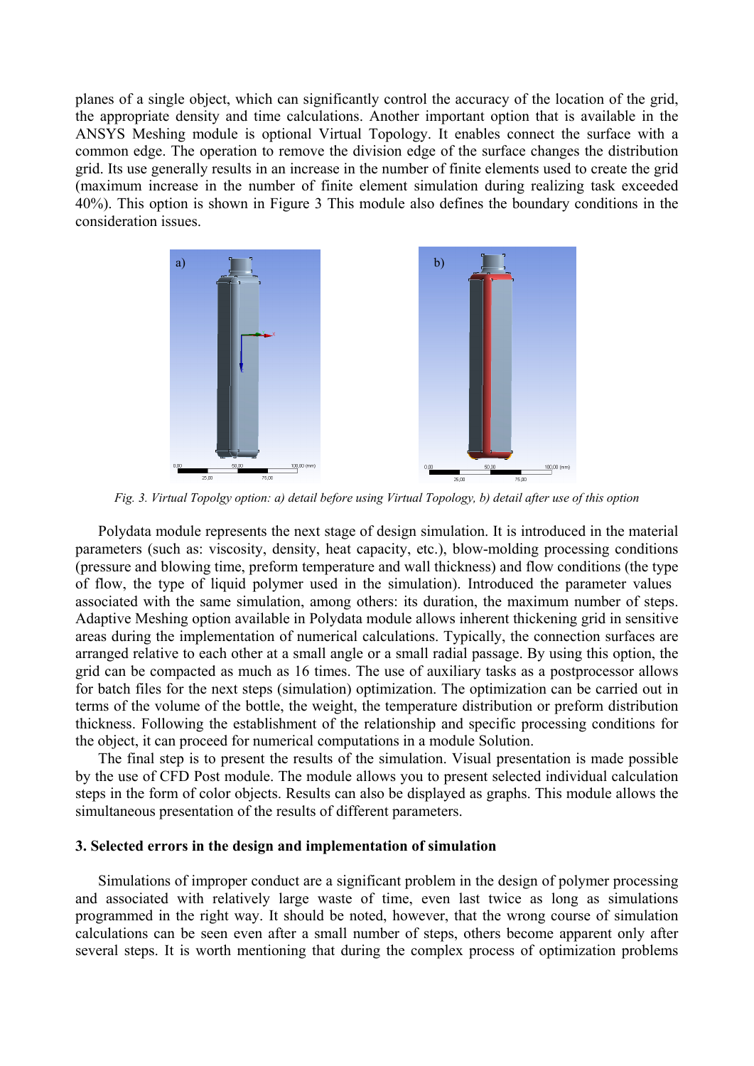planes of a single object, which can significantly control the accuracy of the location of the grid, the appropriate density and time calculations. Another important option that is available in the ANSYS Meshing module is optional Virtual Topology. It enables connect the surface with a common edge. The operation to remove the division edge of the surface changes the distribution grid. Its use generally results in an increase in the number of finite elements used to create the grid (maximum increase in the number of finite element simulation during realizing task exceeded 40%). This option is shown in Figure 3 This module also defines the boundary conditions in the consideration issues.

*Fig. 3. Virtual Topolgy option: a) detail before using Virtual Topology, b) detail after use of this option*

Polydata module represents the next stage of design simulation. It is introduced in the material parameters (such as: viscosity, density, heat capacity, etc.), blow-molding processing conditions (pressure and blowing time, preform temperature and wall thickness) and flow conditions (the type of flow, the type of liquid polymer used in the simulation). Introduced the parameter values associated with the same simulation, among others: its duration, the maximum number of steps. Adaptive Meshing option available in Polydata module allows inherent thickening grid in sensitive areas during the implementation of numerical calculations. Typically, the connection surfaces are arranged relative to each other at a small angle or a small radial passage. By using this option, the grid can be compacted as much as 16 times. The use of auxiliary tasks as a postprocessor allows for batch files for the next steps (simulation) optimization. The optimization can be carried out in terms of the volume of the bottle, the weight, the temperature distribution or preform distribution thickness. Following the establishment of the relationship and specific processing conditions for the object, it can proceed for numerical computations in a module Solution.

The final step is to present the results of the simulation. Visual presentation is made possible by the use of CFD Post module. The module allows you to present selected individual calculation steps in the form of color objects. Results can also be displayed as graphs. This module allows the simultaneous presentation of the results of different parameters.

### 3. Selected errors in the design and implementation of simulation

Simulations of improper conduct are a significant problem in the design of polymer processing and associated with relatively large waste of time, even last twice as long as simulations programmed in the right way. It should be noted, however, that the wrong course of simulation calculations can be seen even after a small number of steps, others become apparent only after several steps. It is worth mentioning that during the complex process of optimization problems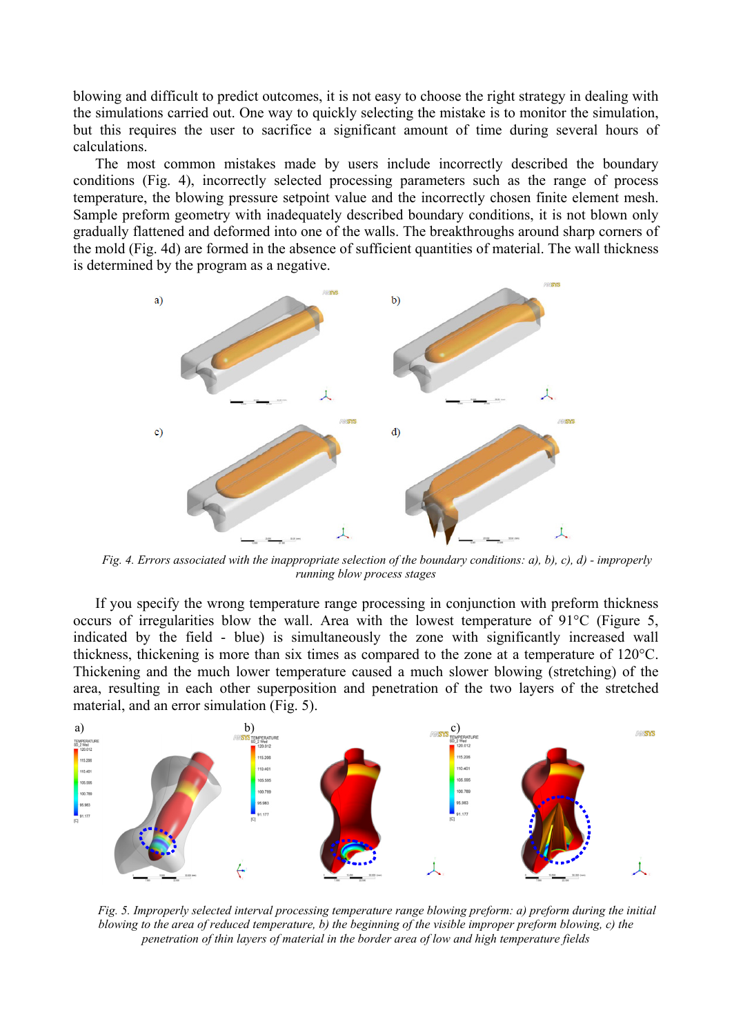blowing and difficult to predict outcomes, it is not easy to choose the right strategy in dealing with the simulations carried out. One way to quickly selecting the mistake is to monitor the simulation, but this requires the user to sacrifice a significant amount of time during several hours of calculations.

The most common mistakes made by users include incorrectly described the boundary conditions (Fig. 4), incorrectly selected processing parameters such as the range of process temperature, the blowing pressure setpoint value and the incorrectly chosen finite element mesh. Sample preform geometry with inadequately described boundary conditions, it is not blown only gradually flattened and deformed into one of the walls. The breakthroughs around sharp corners of the mold (Fig. 4d) are formed in the absence of sufficient quantities of material. The wall thickness is determined by the program as a negative.

*Fig. 4. Errors associated with the inappropriate selection of the boundary conditions: a), b), c), d) - improperly running blow process stages*

If you specify the wrong temperature range processing in conjunction with preform thickness occurs of irregularities blow the wall. Area with the lowest temperature of 91°C (Figure 5, indicated by the field - blue) is simultaneously the zone with significantly increased wall thickness, thickening is more than six times as compared to the zone at a temperature of 120°C. Thickening and the much lower temperature caused a much slower blowing (stretching) of the area, resulting in each other superposition and penetration of the two layers of the stretched material, and an error simulation (Fig. 5).

*Fig. 5. Improperly selected interval processing temperature range blowing preform: a) preform during the initial blowing to the area of reduced temperature, b) the beginning of the visible improper preform blowing, c) the penetration of thin layers of material in the border area of low and high temperature fields*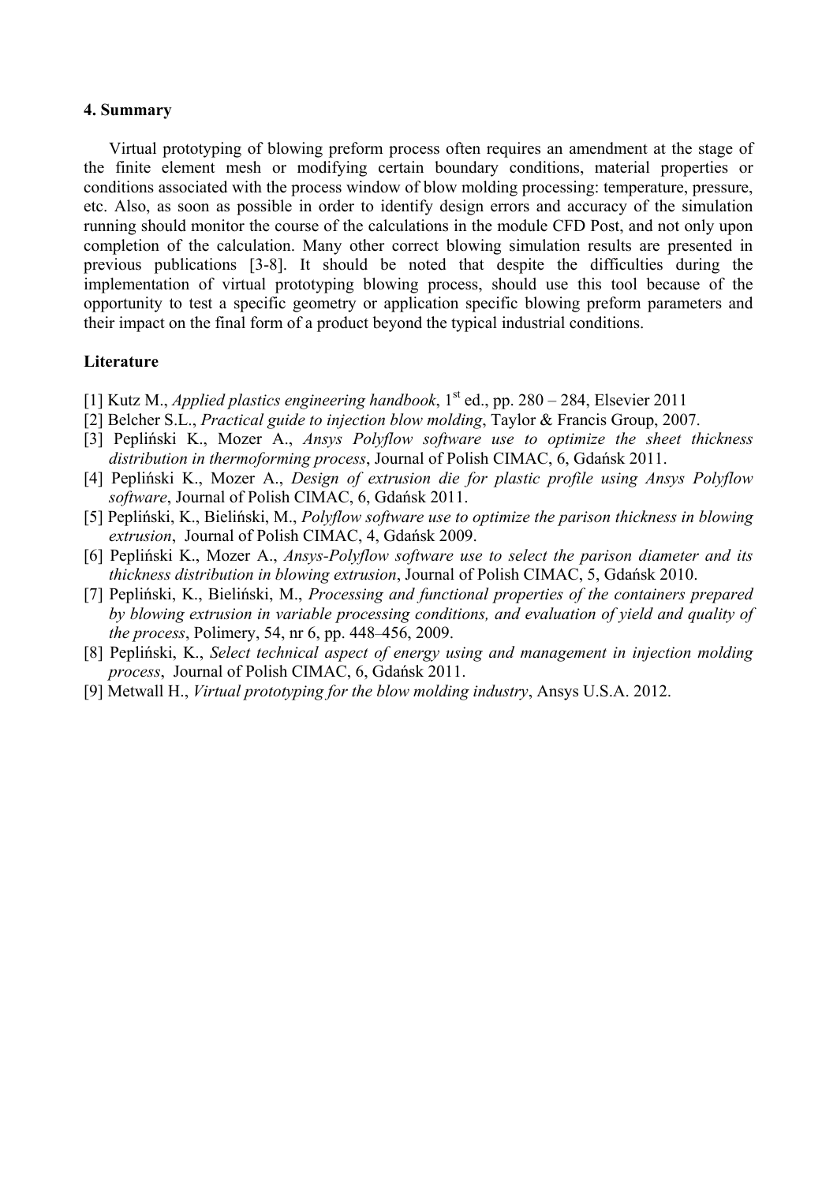## 4. Summary

Virtual prototyping of blowing preform process often requires an amendment at the stage of the finite element mesh or modifying certain boundary conditions, material properties or conditions associated with the process window of blow molding processing: temperature, pressure, etc. Also, as soon as possible in order to identify design errors and accuracy of the simulation running should monitor the course of the calculations in the module CFD Post, and not only upon completion of the calculation. Many other correct blowing simulation results are presented in previous publications [3-8]. It should be noted that despite the difficulties during the implementation of virtual prototyping blowing process, should use this tool because of the opportunity to test a specific geometry or application specific blowing preform parameters and their impact on the final form of a product beyond the typical industrial conditions.

## Literature

[1] Kutz M., *Applied plastics engineering handbook*, 1st ed., pp. 280 – 284, Elsevier 2011

[2] Belcher S.L., *Practical guide to injection blow molding*, Taylor & Francis Group, 2007.

[3] Pepliński K., Mozer A., *Ansys Polyflow software use to optimize the sheet thickness distribution in thermoforming process*, Journal of Polish CIMAC, 6, Gdańsk 2011.

[4] Pepliński K., Mozer A., *Design of extrusion die for plastic profile using Ansys Polyflow software*, Journal of Polish CIMAC, 6, Gdańsk 2011.

[5] Pepliński, K., Bieliński, M., *Polyflow software use to optimize the parison thickness in blowing extrusion*, Journal of Polish CIMAC, 4, Gdańsk 2009.

[6] Pepliński K., Mozer A., *Ansys-Polyflow software use to select the parison diameter and its thickness distribution in blowing extrusion*, Journal of Polish CIMAC, 5, Gdańsk 2010.

[7] Pepliński, K., Bieliński, M., *Processing and functional properties of the containers prepared by blowing extrusion in variable processing conditions, and evaluation of yield and quality of the process*, Polimery, 54, nr 6, pp. 448–456, 2009.

[8] Pepliński, K., *Select technical aspect of energy using and management in injection molding process*, Journal of Polish CIMAC, 6, Gdańsk 2011.

[9] Metwall H., *Virtual prototyping for the blow molding industry*, Ansys U.S.A. 2012.